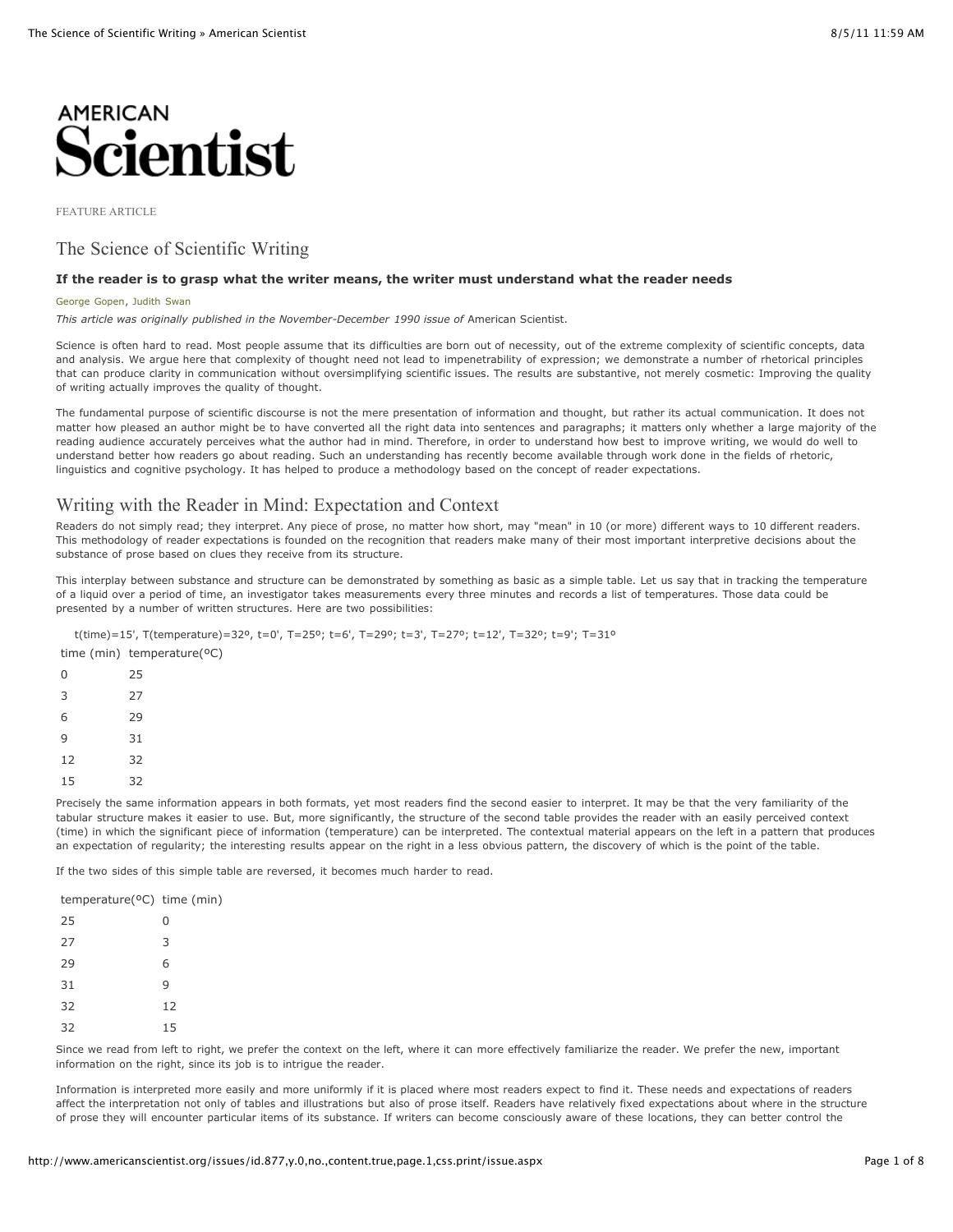AMERICAN Scientist

FEATURE ARTICLE

# The Science of Scientific Writing

**If the reader is to grasp what the writer means, the writer must understand what the reader needs**

George Gopen, Judith Swan

*This article was originally published in the November-December 1990 issue of* American Scientist.

Science is often hard to read. Most people assume that its difficulties are born out of necessity, out of the extreme complexity of scientific concepts, data and analysis. We argue here that complexity of thought need not lead to impenetrability of expression; we demonstrate a number of rhetorical principles that can produce clarity in communication without oversimplifying scientific issues. The results are substantive, not merely cosmetic: Improving the quality of writing actually improves the quality of thought.

The fundamental purpose of scientific discourse is not the mere presentation of information and thought, but rather its actual communication. It does not matter how pleased an author might be to have converted all the right data into sentences and paragraphs; it matters only whether a large majority of the reading audience accurately perceives what the author had in mind. Therefore, in order to understand how best to improve writing, we would do well to understand better how readers go about reading. Such an understanding has recently become available through work done in the fields of rhetoric, linguistics and cognitive psychology. It has helped to produce a methodology based on the concept of reader expectations.

## Writing with the Reader in Mind: Expectation and Context

Readers do not simply read; they interpret. Any piece of prose, no matter how short, may "mean" in 10 (or more) different ways to 10 different readers. This methodology of reader expectations is founded on the recognition that readers make many of their most important interpretive decisions about the substance of prose based on clues they receive from its structure.

This interplay between substance and structure can be demonstrated by something as basic as a simple table. Let us say that in tracking the temperature of a liquid over a period of time, an investigator takes measurements every three minutes and records a list of temperatures. Those data could be presented by a number of written structures. Here are two possibilities:

t(time)=15', T(temperature)=32º, t=0', T=25º; t=6', T=29º; t=3', T=27º; t=12', T=32º; t=9'; T=31º

| time (min) | temperature(ºC) |
|---|---|
| 0 | 25 |
| 3 | 27 |
| 6 | 29 |
| 9 | 31 |
| 12 | 32 |
| 15 | 32 |

Precisely the same information appears in both formats, yet most readers find the second easier to interpret. It may be that the very familiarity of the tabular structure makes it easier to use. But, more significantly, the structure of the second table provides the reader with an easily perceived context (time) in which the significant piece of information (temperature) can be interpreted. The contextual material appears on the left in a pattern that produces an expectation of regularity; the interesting results appear on the right in a less obvious pattern, the discovery of which is the point of the table.

If the two sides of this simple table are reversed, it becomes much harder to read.

| temperature(ºC) | time (min) |
|---|---|
| 25 | 0 |
| 27 | 3 |
| 29 | 6 |
| 31 | 9 |
| 32 | 12 |
| 32 | 15 |

Since we read from left to right, we prefer the context on the left, where it can more effectively familiarize the reader. We prefer the new, important information on the right, since its job is to intrigue the reader.

Information is interpreted more easily and more uniformly if it is placed where most readers expect to find it. These needs and expectations of readers affect the interpretation not only of tables and illustrations but also of prose itself. Readers have relatively fixed expectations about where in the structure of prose they will encounter particular items of its substance. If writers can become consciously aware of these locations, they can better control the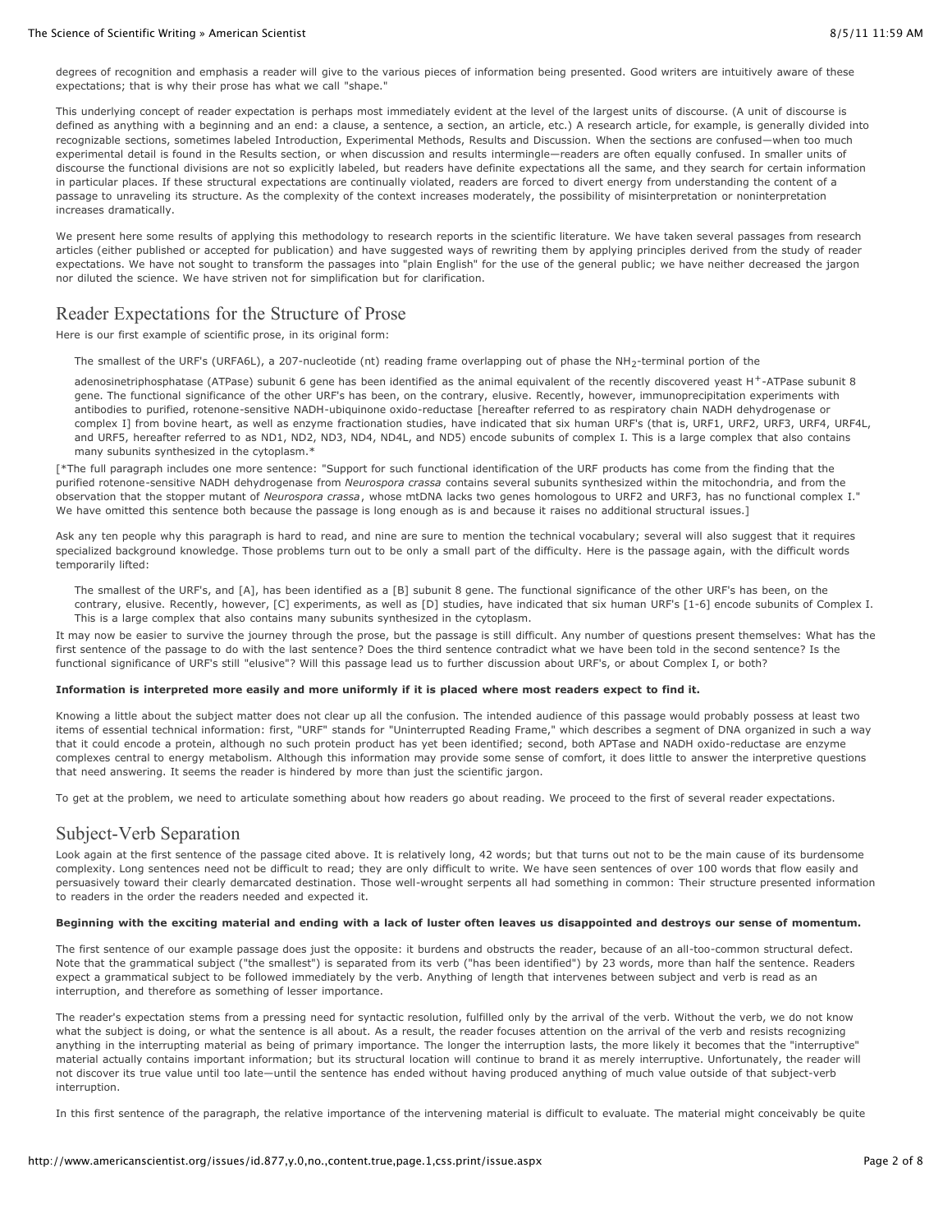degrees of recognition and emphasis a reader will give to the various pieces of information being presented. Good writers are intuitively aware of these expectations; that is why their prose has what we call "shape."

This underlying concept of reader expectation is perhaps most immediately evident at the level of the largest units of discourse. (A unit of discourse is defined as anything with a beginning and an end: a clause, a sentence, a section, an article, etc.) A research article, for example, is generally divided into recognizable sections, sometimes labeled Introduction, Experimental Methods, Results and Discussion. When the sections are confused—when too much experimental detail is found in the Results section, or when discussion and results intermingle—readers are often equally confused. In smaller units of discourse the functional divisions are not so explicitly labeled, but readers have definite expectations all the same, and they search for certain information in particular places. If these structural expectations are continually violated, readers are forced to divert energy from understanding the content of a passage to unraveling its structure. As the complexity of the context increases moderately, the possibility of misinterpretation or noninterpretation increases dramatically.

We present here some results of applying this methodology to research reports in the scientific literature. We have taken several passages from research articles (either published or accepted for publication) and have suggested ways of rewriting them by applying principles derived from the study of reader expectations. We have not sought to transform the passages into "plain English" for the use of the general public; we have neither decreased the jargon nor diluted the science. We have striven not for simplification but for clarification.

## Reader Expectations for the Structure of Prose

Here is our first example of scientific prose, in its original form:

> The smallest of the URF's (URFA6L), a 207-nucleotide (nt) reading frame overlapping out of phase the $NH_2$-terminal portion of the adenosinetriphosphatase (ATPase) subunit 6 gene has been identified as the animal equivalent of the recently discovered yeast $H^+$-ATPase subunit 8 gene. The functional significance of the other URF's has been, on the contrary, elusive. Recently, however, immunoprecipitation experiments with antibodies to purified, rotenone-sensitive NADH-ubiquinone oxido-reductase [hereafter referred to as respiratory chain NADH dehydrogenase or complex I] from bovine heart, as well as enzyme fractionation studies, have indicated that six human URF's (that is, URF1, URF2, URF3, URF4, URF4L, and URF5, hereafter referred to as ND1, ND2, ND3, ND4, ND4L, and ND5) encode subunits of complex I. This is a large complex that also contains many subunits synthesized in the cytoplasm.*

[*The full paragraph includes one more sentence: "Support for such functional identification of the URF products has come from the finding that the purified rotenone-sensitive NADH dehydrogenase from *Neurospora crassa* contains several subunits synthesized within the mitochondria, and from the observation that the stopper mutant of *Neurospora crassa*, whose mtDNA lacks two genes homologous to URF2 and URF3, has no functional complex I." We have omitted this sentence both because the passage is long enough as is and because it raises no additional structural issues.]

Ask any ten people why this paragraph is hard to read, and nine are sure to mention the technical vocabulary; several will also suggest that it requires specialized background knowledge. Those problems turn out to be only a small part of the difficulty. Here is the passage again, with the difficult words temporarily lifted:

> The smallest of the URF's, and [A], has been identified as a [B] subunit 8 gene. The functional significance of the other URF's has been, on the contrary, elusive. Recently, however, [C] experiments, as well as [D] studies, have indicated that six human URF's [1-6] encode subunits of Complex I. This is a large complex that also contains many subunits synthesized in the cytoplasm.

It may now be easier to survive the journey through the prose, but the passage is still difficult. Any number of questions present themselves: What has the first sentence of the passage to do with the last sentence? Does the third sentence contradict what we have been told in the second sentence? Is the functional significance of URF's still "elusive"? Will this passage lead us to further discussion about URF's, or about Complex I, or both?

**Information is interpreted more easily and more uniformly if it is placed where most readers expect to find it.**

Knowing a little about the subject matter does not clear up all the confusion. The intended audience of this passage would probably possess at least two items of essential technical information: first, "URF" stands for "Uninterrupted Reading Frame," which describes a segment of DNA organized in such a way that it could encode a protein, although no such protein product has yet been identified; second, both APTase and NADH oxido-reductase are enzyme complexes central to energy metabolism. Although this information may provide some sense of comfort, it does little to answer the interpretive questions that need answering. It seems the reader is hindered by more than just the scientific jargon.

To get at the problem, we need to articulate something about how readers go about reading. We proceed to the first of several reader expectations.

## Subject-Verb Separation

Look again at the first sentence of the passage cited above. It is relatively long, 42 words; but that turns out not to be the main cause of its burdensome complexity. Long sentences need not be difficult to read; they are only difficult to write. We have seen sentences of over 100 words that flow easily and persuasively toward their clearly demarcated destination. Those well-wrought serpents all had something in common: Their structure presented information to readers in the order the readers needed and expected it.

**Beginning with the exciting material and ending with a lack of luster often leaves us disappointed and destroys our sense of momentum.**

The first sentence of our example passage does just the opposite: it burdens and obstructs the reader, because of an all-too-common structural defect. Note that the grammatical subject ("the smallest") is separated from its verb ("has been identified") by 23 words, more than half the sentence. Readers expect a grammatical subject to be followed immediately by the verb. Anything of length that intervenes between subject and verb is read as an interruption, and therefore as something of lesser importance.

The reader's expectation stems from a pressing need for syntactic resolution, fulfilled only by the arrival of the verb. Without the verb, we do not know what the subject is doing, or what the sentence is all about. As a result, the reader focuses attention on the arrival of the verb and resists recognizing anything in the interrupting material as being of primary importance. The longer the interruption lasts, the more likely it becomes that the "interruptive" material actually contains important information; but its structural location will continue to brand it as merely interruptive. Unfortunately, the reader will not discover its true value until too late—until the sentence has ended without having produced anything of much value outside of that subject-verb interruption.

In this first sentence of the paragraph, the relative importance of the intervening material is difficult to evaluate. The material might conceivably be quite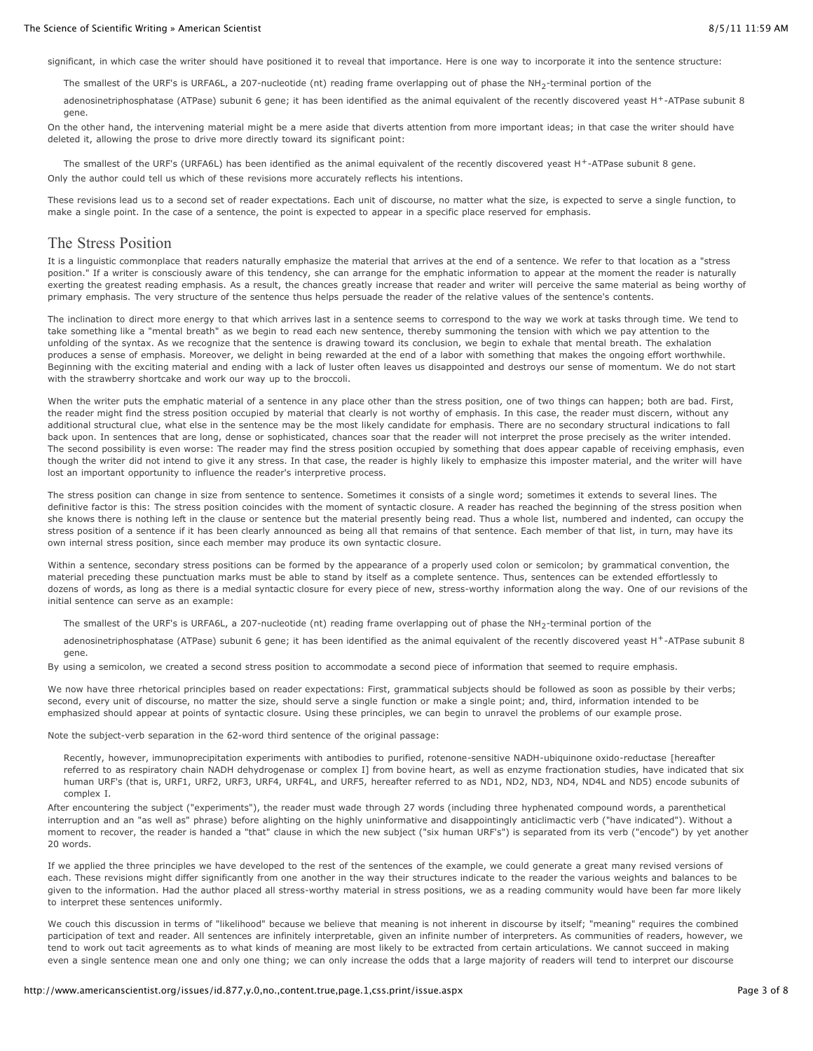significant, in which case the writer should have positioned it to reveal that importance. Here is one way to incorporate it into the sentence structure:

> The smallest of the URF's is URFA6L, a 207-nucleotide (nt) reading frame overlapping out of phase the $NH_2$-terminal portion of the adenosinetriphosphatase (ATPase) subunit 6 gene; it has been identified as the animal equivalent of the recently discovered yeast $H^+$-ATPase subunit 8 gene.

On the other hand, the intervening material might be a mere aside that diverts attention from more important ideas; in that case the writer should have deleted it, allowing the prose to drive more directly toward its significant point:

> The smallest of the URF's (URFA6L) has been identified as the animal equivalent of the recently discovered yeast $H^+$-ATPase subunit 8 gene.

Only the author could tell us which of these revisions more accurately reflects his intentions.

These revisions lead us to a second set of reader expectations. Each unit of discourse, no matter what the size, is expected to serve a single function, to make a single point. In the case of a sentence, the point is expected to appear in a specific place reserved for emphasis.

## The Stress Position

It is a linguistic commonplace that readers naturally emphasize the material that arrives at the end of a sentence. We refer to that location as a "stress position." If a writer is consciously aware of this tendency, she can arrange for the emphatic information to appear at the moment the reader is naturally exerting the greatest reading emphasis. As a result, the chances greatly increase that reader and writer will perceive the same material as being worthy of primary emphasis. The very structure of the sentence thus helps persuade the reader of the relative values of the sentence's contents.

The inclination to direct more energy to that which arrives last in a sentence seems to correspond to the way we work at tasks through time. We tend to take something like a "mental breath" as we begin to read each new sentence, thereby summoning the tension with which we pay attention to the unfolding of the syntax. As we recognize that the sentence is drawing toward its conclusion, we begin to exhale that mental breath. The exhalation produces a sense of emphasis. Moreover, we delight in being rewarded at the end of a labor with something that makes the ongoing effort worthwhile. Beginning with the exciting material and ending with a lack of luster often leaves us disappointed and destroys our sense of momentum. We do not start with the strawberry shortcake and work our way up to the broccoli.

When the writer puts the emphatic material of a sentence in any place other than the stress position, one of two things can happen; both are bad. First, the reader might find the stress position occupied by material that clearly is not worthy of emphasis. In this case, the reader must discern, without any additional structural clue, what else in the sentence may be the most likely candidate for emphasis. There are no secondary structural indications to fall back upon. In sentences that are long, dense or sophisticated, chances soar that the reader will not interpret the prose precisely as the writer intended. The second possibility is even worse: The reader may find the stress position occupied by something that does appear capable of receiving emphasis, even though the writer did not intend to give it any stress. In that case, the reader is highly likely to emphasize this imposter material, and the writer will have lost an important opportunity to influence the reader's interpretive process.

The stress position can change in size from sentence to sentence. Sometimes it consists of a single word; sometimes it extends to several lines. The definitive factor is this: The stress position coincides with the moment of syntactic closure. A reader has reached the beginning of the stress position when she knows there is nothing left in the clause or sentence but the material presently being read. Thus a whole list, numbered and indented, can occupy the stress position of a sentence if it has been clearly announced as being all that remains of that sentence. Each member of that list, in turn, may have its own internal stress position, since each member may produce its own syntactic closure.

Within a sentence, secondary stress positions can be formed by the appearance of a properly used colon or semicolon; by grammatical convention, the material preceding these punctuation marks must be able to stand by itself as a complete sentence. Thus, sentences can be extended effortlessly to dozens of words, as long as there is a medial syntactic closure for every piece of new, stress-worthy information along the way. One of our revisions of the initial sentence can serve as an example:

> The smallest of the URF's is URFA6L, a 207-nucleotide (nt) reading frame overlapping out of phase the $NH_2$-terminal portion of the adenosinetriphosphatase (ATPase) subunit 6 gene; it has been identified as the animal equivalent of the recently discovered yeast $H^+$-ATPase subunit 8 gene.

By using a semicolon, we created a second stress position to accommodate a second piece of information that seemed to require emphasis.

We now have three rhetorical principles based on reader expectations: First, grammatical subjects should be followed as soon as possible by their verbs; second, every unit of discourse, no matter the size, should serve a single function or make a single point; and, third, information intended to be emphasized should appear at points of syntactic closure. Using these principles, we can begin to unravel the problems of our example prose.

Note the subject-verb separation in the 62-word third sentence of the original passage:

> Recently, however, immunoprecipitation experiments with antibodies to purified, rotenone-sensitive NADH-ubiquinone oxido-reductase [hereafter referred to as respiratory chain NADH dehydrogenase or complex I] from bovine heart, as well as enzyme fractionation studies, have indicated that six human URF's (that is, URF1, URF2, URF3, URF4, URF4L, and URF5, hereafter referred to as ND1, ND2, ND3, ND4, ND4L and ND5) encode subunits of complex I.

After encountering the subject ("experiments"), the reader must wade through 27 words (including three hyphenated compound words, a parenthetical interruption and an "as well as" phrase) before alighting on the highly uninformative and disappointingly anticlimactic verb ("have indicated"). Without a moment to recover, the reader is handed a "that" clause in which the new subject ("six human URF's") is separated from its verb ("encode") by yet another 20 words.

If we applied the three principles we have developed to the rest of the sentences of the example, we could generate a great many revised versions of each. These revisions might differ significantly from one another in the way their structures indicate to the reader the various weights and balances to be given to the information. Had the author placed all stress-worthy material in stress positions, we as a reading community would have been far more likely to interpret these sentences uniformly.

We couch this discussion in terms of "likelihood" because we believe that meaning is not inherent in discourse by itself; "meaning" requires the combined participation of text and reader. All sentences are infinitely interpretable, given an infinite number of interpreters. As communities of readers, however, we tend to work out tacit agreements as to what kinds of meaning are most likely to be extracted from certain articulations. We cannot succeed in making even a single sentence mean one and only one thing; we can only increase the odds that a large majority of readers will tend to interpret our discourse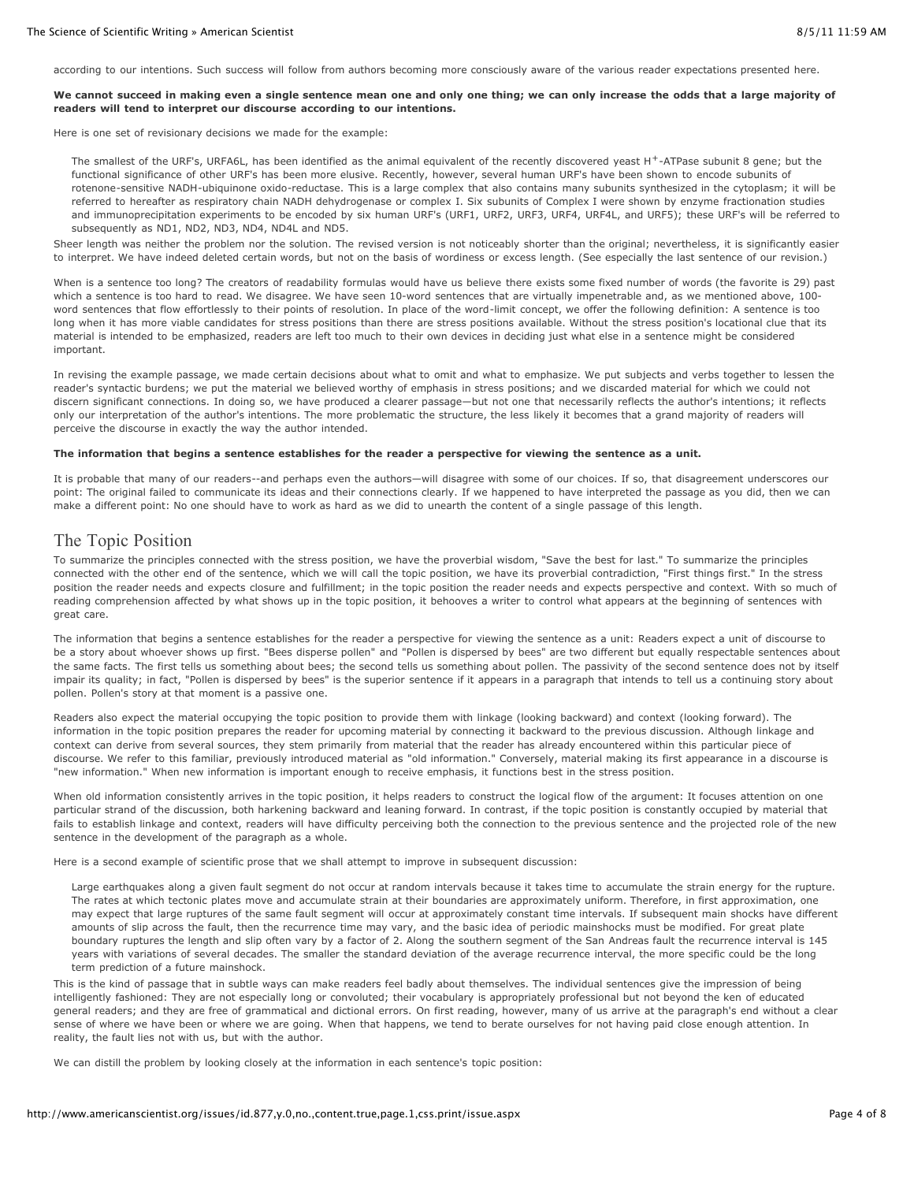according to our intentions. Such success will follow from authors becoming more consciously aware of the various reader expectations presented here.

**We cannot succeed in making even a single sentence mean one and only one thing; we can only increase the odds that a large majority of readers will tend to interpret our discourse according to our intentions.**

Here is one set of revisionary decisions we made for the example:

> The smallest of the URF's, URFA6L, has been identified as the animal equivalent of the recently discovered yeast $H^+$-ATPase subunit 8 gene; but the functional significance of other URF's has been more elusive. Recently, however, several human URF's have been shown to encode subunits of rotenone-sensitive NADH-ubiquinone oxido-reductase. This is a large complex that also contains many subunits synthesized in the cytoplasm; it will be referred to hereafter as respiratory chain NADH dehydrogenase or complex I. Six subunits of Complex I were shown by enzyme fractionation studies and immunoprecipitation experiments to be encoded by six human URF's (URF1, URF2, URF3, URF4, URF4L, and URF5); these URF's will be referred to subsequently as ND1, ND2, ND3, ND4, ND4L and ND5.

Sheer length was neither the problem nor the solution. The revised version is not noticeably shorter than the original; nevertheless, it is significantly easier to interpret. We have indeed deleted certain words, but not on the basis of wordiness or excess length. (See especially the last sentence of our revision.)

When is a sentence too long? The creators of readability formulas would have us believe there exists some fixed number of words (the favorite is 29) past which a sentence is too hard to read. We disagree. We have seen 10-word sentences that are virtually impenetrable and, as we mentioned above, 100-word sentences that flow effortlessly to their points of resolution. In place of the word-limit concept, we offer the following definition: A sentence is too long when it has more viable candidates for stress positions than there are stress positions available. Without the stress position's locational clue that its material is intended to be emphasized, readers are left too much to their own devices in deciding just what else in a sentence might be considered important.

In revising the example passage, we made certain decisions about what to omit and what to emphasize. We put subjects and verbs together to lessen the reader's syntactic burdens; we put the material we believed worthy of emphasis in stress positions; and we discarded material for which we could not discern significant connections. In doing so, we have produced a clearer passage—but not one that necessarily reflects the author's intentions; it reflects only our interpretation of the author's intentions. The more problematic the structure, the less likely it becomes that a grand majority of readers will perceive the discourse in exactly the way the author intended.

**The information that begins a sentence establishes for the reader a perspective for viewing the sentence as a unit.**

It is probable that many of our readers--and perhaps even the authors—will disagree with some of our choices. If so, that disagreement underscores our point: The original failed to communicate its ideas and their connections clearly. If we happened to have interpreted the passage as you did, then we can make a different point: No one should have to work as hard as we did to unearth the content of a single passage of this length.

## The Topic Position

To summarize the principles connected with the stress position, we have the proverbial wisdom, "Save the best for last." To summarize the principles connected with the other end of the sentence, which we will call the topic position, we have its proverbial contradiction, "First things first." In the stress position the reader needs and expects closure and fulfillment; in the topic position the reader needs and expects perspective and context. With so much of reading comprehension affected by what shows up in the topic position, it behooves a writer to control what appears at the beginning of sentences with great care.

The information that begins a sentence establishes for the reader a perspective for viewing the sentence as a unit: Readers expect a unit of discourse to be a story about whoever shows up first. "Bees disperse pollen" and "Pollen is dispersed by bees" are two different but equally respectable sentences about the same facts. The first tells us something about bees; the second tells us something about pollen. The passivity of the second sentence does not by itself impair its quality; in fact, "Pollen is dispersed by bees" is the superior sentence if it appears in a paragraph that intends to tell us a continuing story about pollen. Pollen's story at that moment is a passive one.

Readers also expect the material occupying the topic position to provide them with linkage (looking backward) and context (looking forward). The information in the topic position prepares the reader for upcoming material by connecting it backward to the previous discussion. Although linkage and context can derive from several sources, they stem primarily from material that the reader has already encountered within this particular piece of discourse. We refer to this familiar, previously introduced material as "old information." Conversely, material making its first appearance in a discourse is "new information." When new information is important enough to receive emphasis, it functions best in the stress position.

When old information consistently arrives in the topic position, it helps readers to construct the logical flow of the argument: It focuses attention on one particular strand of the discussion, both harkening backward and leaning forward. In contrast, if the topic position is constantly occupied by material that fails to establish linkage and context, readers will have difficulty perceiving both the connection to the previous sentence and the projected role of the new sentence in the development of the paragraph as a whole.

Here is a second example of scientific prose that we shall attempt to improve in subsequent discussion:

> Large earthquakes along a given fault segment do not occur at random intervals because it takes time to accumulate the strain energy for the rupture. The rates at which tectonic plates move and accumulate strain at their boundaries are approximately uniform. Therefore, in first approximation, one may expect that large ruptures of the same fault segment will occur at approximately constant time intervals. If subsequent main shocks have different amounts of slip across the fault, then the recurrence time may vary, and the basic idea of periodic mainshocks must be modified. For great plate boundary ruptures the length and slip often vary by a factor of 2. Along the southern segment of the San Andreas fault the recurrence interval is 145 years with variations of several decades. The smaller the standard deviation of the average recurrence interval, the more specific could be the long term prediction of a future mainshock.

This is the kind of passage that in subtle ways can make readers feel badly about themselves. The individual sentences give the impression of being intelligently fashioned: They are not especially long or convoluted; their vocabulary is appropriately professional but not beyond the ken of educated general readers; and they are free of grammatical and dictional errors. On first reading, however, many of us arrive at the paragraph's end without a clear sense of where we have been or where we are going. When that happens, we tend to berate ourselves for not having paid close enough attention. In reality, the fault lies not with us, but with the author.

We can distill the problem by looking closely at the information in each sentence's topic position: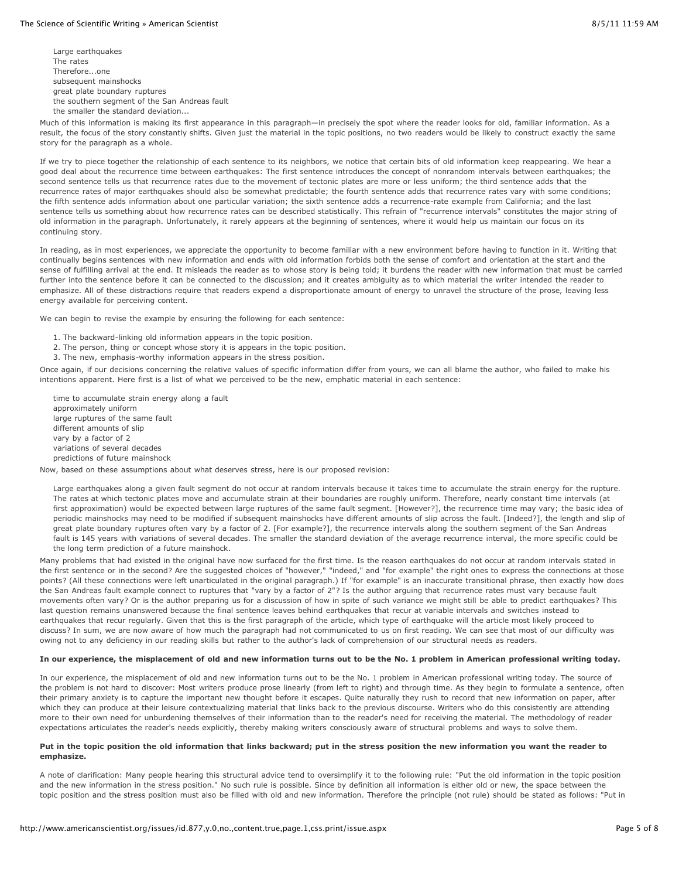Large earthquakes
The rates
Therefore...one
subsequent mainshocks
great plate boundary ruptures
the southern segment of the San Andreas fault
the smaller the standard deviation...

Much of this information is making its first appearance in this paragraph—in precisely the spot where the reader looks for old, familiar information. As a result, the focus of the story constantly shifts. Given just the material in the topic positions, no two readers would be likely to construct exactly the same story for the paragraph as a whole.

If we try to piece together the relationship of each sentence to its neighbors, we notice that certain bits of old information keep reappearing. We hear a good deal about the recurrence time between earthquakes: The first sentence introduces the concept of nonrandom intervals between earthquakes; the second sentence tells us that recurrence rates due to the movement of tectonic plates are more or less uniform; the third sentence adds that the recurrence rates of major earthquakes should also be somewhat predictable; the fourth sentence adds that recurrence rates vary with some conditions; the fifth sentence adds information about one particular variation; the sixth sentence adds a recurrence-rate example from California; and the last sentence tells us something about how recurrence rates can be described statistically. This refrain of "recurrence intervals" constitutes the major string of old information in the paragraph. Unfortunately, it rarely appears at the beginning of sentences, where it would help us maintain our focus on its continuing story.

In reading, as in most experiences, we appreciate the opportunity to become familiar with a new environment before having to function in it. Writing that continually begins sentences with new information and ends with old information forbids both the sense of comfort and orientation at the start and the sense of fulfilling arrival at the end. It misleads the reader as to whose story is being told; it burdens the reader with new information that must be carried further into the sentence before it can be connected to the discussion; and it creates ambiguity as to which material the writer intended the reader to emphasize. All of these distractions require that readers expend a disproportionate amount of energy to unravel the structure of the prose, leaving less energy available for perceiving content.

We can begin to revise the example by ensuring the following for each sentence:

1. The backward-linking old information appears in the topic position.
2. The person, thing or concept whose story it is appears in the topic position.
3. The new, emphasis-worthy information appears in the stress position.

Once again, if our decisions concerning the relative values of specific information differ from yours, we can all blame the author, who failed to make his intentions apparent. Here first is a list of what we perceived to be the new, emphatic material in each sentence:

time to accumulate strain energy along a fault
approximately uniform
large ruptures of the same fault
different amounts of slip
vary by a factor of 2
variations of several decades
predictions of future mainshock

Now, based on these assumptions about what deserves stress, here is our proposed revision:

> Large earthquakes along a given fault segment do not occur at random intervals because it takes time to accumulate the strain energy for the rupture. The rates at which tectonic plates move and accumulate strain at their boundaries are roughly uniform. Therefore, nearly constant time intervals (at first approximation) would be expected between large ruptures of the same fault segment. [However?], the recurrence time may vary; the basic idea of periodic mainshocks may need to be modified if subsequent mainshocks have different amounts of slip across the fault. [Indeed?], the length and slip of great plate boundary ruptures often vary by a factor of 2. [For example?], the recurrence intervals along the southern segment of the San Andreas fault is 145 years with variations of several decades. The smaller the standard deviation of the average recurrence interval, the more specific could be the long term prediction of a future mainshock.

Many problems that had existed in the original have now surfaced for the first time. Is the reason earthquakes do not occur at random intervals stated in the first sentence or in the second? Are the suggested choices of "however," "indeed," and "for example" the right ones to express the connections at those points? (All these connections were left unarticulated in the original paragraph.) If "for example" is an inaccurate transitional phrase, then exactly how does the San Andreas fault example connect to ruptures that "vary by a factor of 2"? Is the author arguing that recurrence rates must vary because fault movements often vary? Or is the author preparing us for a discussion of how in spite of such variance we might still be able to predict earthquakes? This last question remains unanswered because the final sentence leaves behind earthquakes that recur at variable intervals and switches instead to earthquakes that recur regularly. Given that this is the first paragraph of the article, which type of earthquake will the article most likely proceed to discuss? In sum, we are now aware of how much the paragraph had not communicated to us on first reading. We can see that most of our difficulty was owing not to any deficiency in our reading skills but rather to the author's lack of comprehension of our structural needs as readers.

**In our experience, the misplacement of old and new information turns out to be the No. 1 problem in American professional writing today.**

In our experience, the misplacement of old and new information turns out to be the No. 1 problem in American professional writing today. The source of the problem is not hard to discover: Most writers produce prose linearly (from left to right) and through time. As they begin to formulate a sentence, often their primary anxiety is to capture the important new thought before it escapes. Quite naturally they rush to record that new information on paper, after which they can produce at their leisure contextualizing material that links back to the previous discourse. Writers who do this consistently are attending more to their own need for unburdening themselves of their information than to the reader's need for receiving the material. The methodology of reader expectations articulates the reader's needs explicitly, thereby making writers consciously aware of structural problems and ways to solve them.

**Put in the topic position the old information that links backward; put in the stress position the new information you want the reader to emphasize.**

A note of clarification: Many people hearing this structural advice tend to oversimplify it to the following rule: "Put the old information in the topic position and the new information in the stress position." No such rule is possible. Since by definition all information is either old or new, the space between the topic position and the stress position must also be filled with old and new information. Therefore the principle (not rule) should be stated as follows: "Put in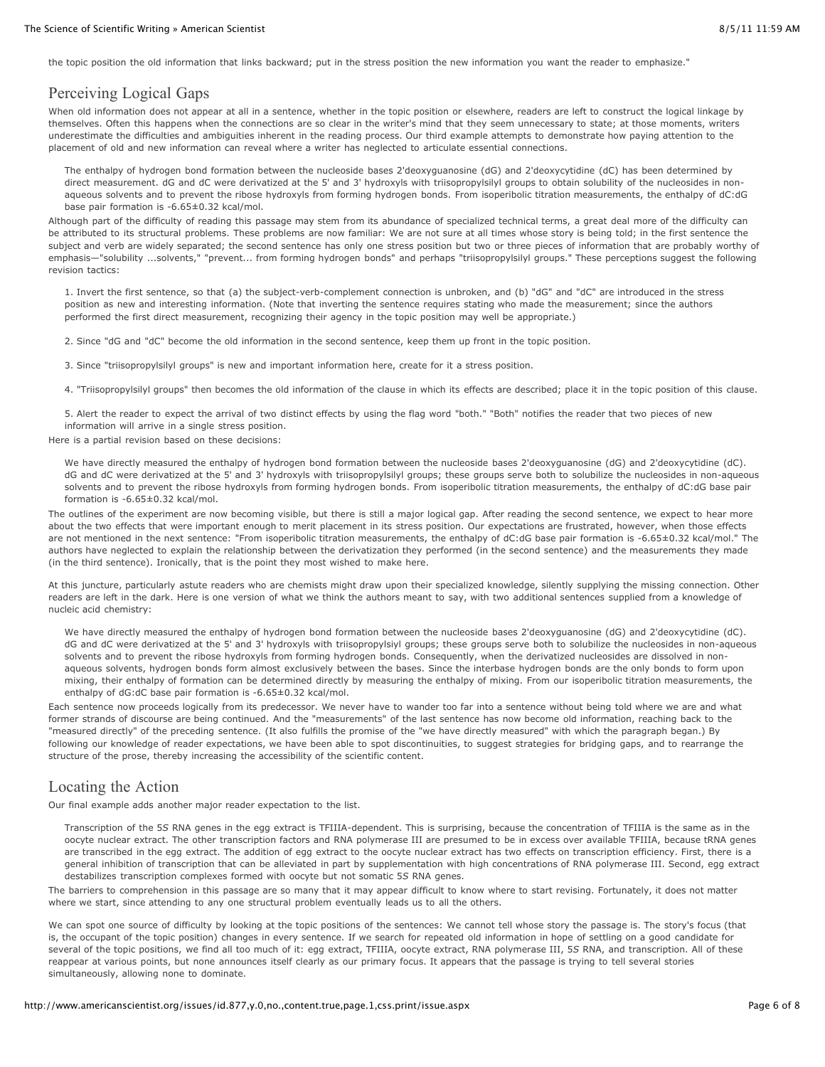the topic position the old information that links backward; put in the stress position the new information you want the reader to emphasize."

## Perceiving Logical Gaps

When old information does not appear at all in a sentence, whether in the topic position or elsewhere, readers are left to construct the logical linkage by themselves. Often this happens when the connections are so clear in the writer's mind that they seem unnecessary to state; at those moments, writers underestimate the difficulties and ambiguities inherent in the reading process. Our third example attempts to demonstrate how paying attention to the placement of old and new information can reveal where a writer has neglected to articulate essential connections.

> The enthalpy of hydrogen bond formation between the nucleoside bases 2'deoxyguanosine (dG) and 2'deoxycytidine (dC) has been determined by direct measurement. dG and dC were derivatized at the 5' and 3' hydroxyls with triisopropylsilyl groups to obtain solubility of the nucleosides in non-aqueous solvents and to prevent the ribose hydroxyls from forming hydrogen bonds. From isoperibolic titration measurements, the enthalpy of dC:dG base pair formation is -6.65±0.32 kcal/mol.

Although part of the difficulty of reading this passage may stem from its abundance of specialized technical terms, a great deal more of the difficulty can be attributed to its structural problems. These problems are now familiar: We are not sure at all times whose story is being told; in the first sentence the subject and verb are widely separated; the second sentence has only one stress position but two or three pieces of information that are probably worthy of emphasis—"solubility ...solvents," "prevent... from forming hydrogen bonds" and perhaps "triisopropylsilyl groups." These perceptions suggest the following revision tactics:

> 1. Invert the first sentence, so that (a) the subject-verb-complement connection is unbroken, and (b) "dG" and "dC" are introduced in the stress position as new and interesting information. (Note that inverting the sentence requires stating who made the measurement; since the authors performed the first direct measurement, recognizing their agency in the topic position may well be appropriate.)
>
> 2. Since "dG and "dC" become the old information in the second sentence, keep them up front in the topic position.
>
> 3. Since "triisopropylsilyl groups" is new and important information here, create for it a stress position.
>
> 4. "Triisopropylsilyl groups" then becomes the old information of the clause in which its effects are described; place it in the topic position of this clause.
>
> 5. Alert the reader to expect the arrival of two distinct effects by using the flag word "both." "Both" notifies the reader that two pieces of new information will arrive in a single stress position.

Here is a partial revision based on these decisions:

> We have directly measured the enthalpy of hydrogen bond formation between the nucleoside bases 2'deoxyguanosine (dG) and 2'deoxycytidine (dC). dG and dC were derivatized at the 5' and 3' hydroxyls with triisopropylsilyl groups; these groups serve both to solubilize the nucleosides in non-aqueous solvents and to prevent the ribose hydroxyls from forming hydrogen bonds. From isoperibolic titration measurements, the enthalpy of dC:dG base pair formation is -6.65±0.32 kcal/mol.

The outlines of the experiment are now becoming visible, but there is still a major logical gap. After reading the second sentence, we expect to hear more about the two effects that were important enough to merit placement in its stress position. Our expectations are frustrated, however, when those effects are not mentioned in the next sentence: "From isoperibolic titration measurements, the enthalpy of dC:dG base pair formation is -6.65±0.32 kcal/mol." The authors have neglected to explain the relationship between the derivatization they performed (in the second sentence) and the measurements they made (in the third sentence). Ironically, that is the point they most wished to make here.

At this juncture, particularly astute readers who are chemists might draw upon their specialized knowledge, silently supplying the missing connection. Other readers are left in the dark. Here is one version of what we think the authors meant to say, with two additional sentences supplied from a knowledge of nucleic acid chemistry:

> We have directly measured the enthalpy of hydrogen bond formation between the nucleoside bases 2'deoxyguanosine (dG) and 2'deoxycytidine (dC). dG and dC were derivatized at the 5' and 3' hydroxyls with triisopropylsilyl groups; these groups serve both to solubilize the nucleosides in non-aqueous solvents and to prevent the ribose hydroxyls from forming hydrogen bonds. Consequently, when the derivatized nucleosides are dissolved in non-aqueous solvents, hydrogen bonds form almost exclusively between the bases. Since the interbase hydrogen bonds are the only bonds to form upon mixing, their enthalpy of formation can be determined directly by measuring the enthalpy of mixing. From our isoperibolic titration measurements, the enthalpy of dG:dC base pair formation is -6.65±0.32 kcal/mol.

Each sentence now proceeds logically from its predecessor. We never have to wander too far into a sentence without being told where we are and what former strands of discourse are being continued. And the "measurements" of the last sentence has now become old information, reaching back to the "measured directly" of the preceding sentence. (It also fulfills the promise of the "we have directly measured" with which the paragraph began.) By following our knowledge of reader expectations, we have been able to spot discontinuities, to suggest strategies for bridging gaps, and to rearrange the structure of the prose, thereby increasing the accessibility of the scientific content.

## Locating the Action

Our final example adds another major reader expectation to the list.

> Transcription of the 5*S* RNA genes in the egg extract is TFIIIA-dependent. This is surprising, because the concentration of TFIIIA is the same as in the oocyte nuclear extract. The other transcription factors and RNA polymerase III are presumed to be in excess over available TFIIIA, because tRNA genes are transcribed in the egg extract. The addition of egg extract to the oocyte nuclear extract has two effects on transcription efficiency. First, there is a general inhibition of transcription that can be alleviated in part by supplementation with high concentrations of RNA polymerase III. Second, egg extract destabilizes transcription complexes formed with oocyte but not somatic 5*S* RNA genes.

The barriers to comprehension in this passage are so many that it may appear difficult to know where to start revising. Fortunately, it does not matter where we start, since attending to any one structural problem eventually leads us to all the others.

We can spot one source of difficulty by looking at the topic positions of the sentences: We cannot tell whose story the passage is. The story's focus (that is, the occupant of the topic position) changes in every sentence. If we search for repeated old information in hope of settling on a good candidate for several of the topic positions, we find all too much of it: egg extract, TFIIIA, oocyte extract, RNA polymerase III, 5*S* RNA, and transcription. All of these reappear at various points, but none announces itself clearly as our primary focus. It appears that the passage is trying to tell several stories simultaneously, allowing none to dominate.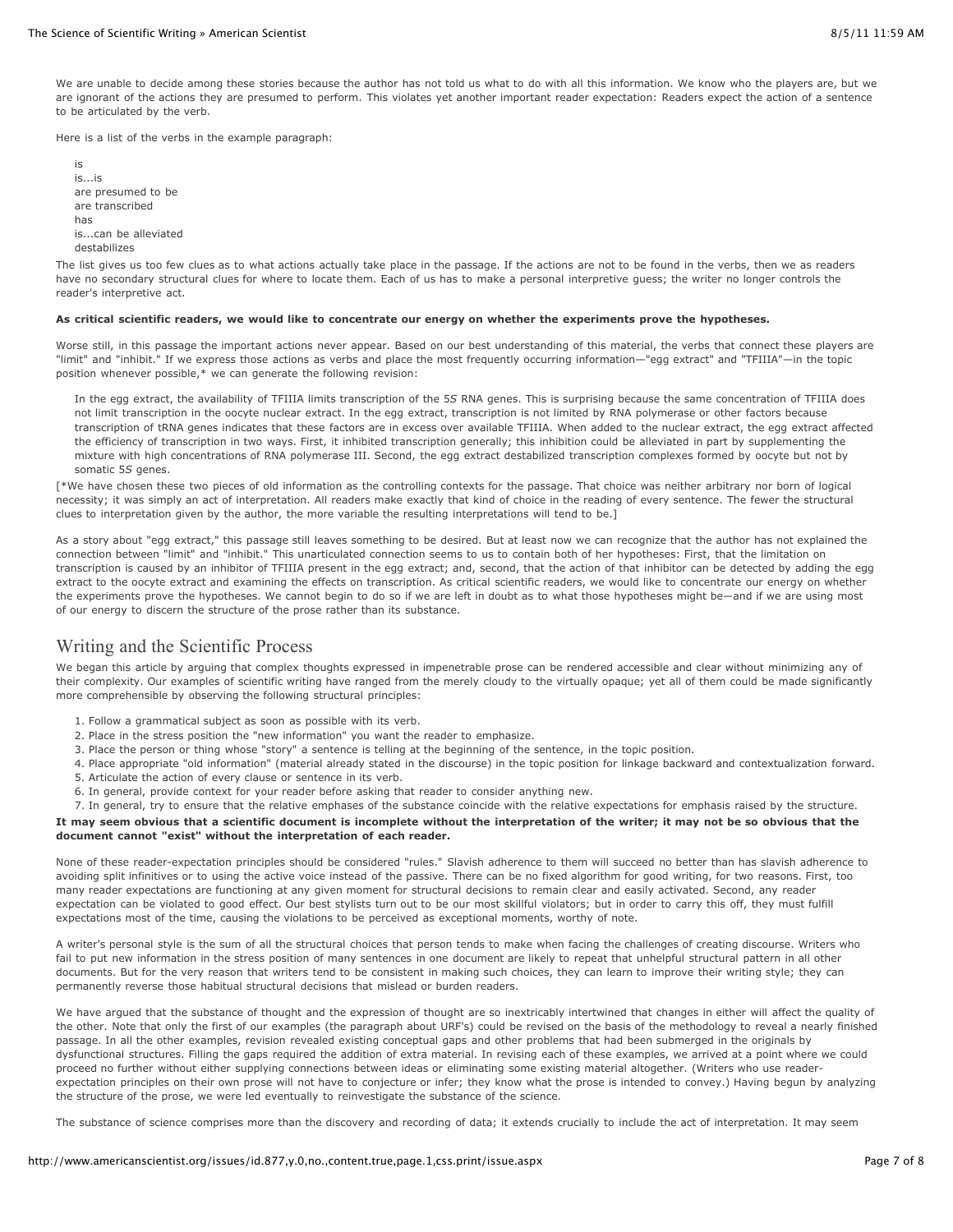We are unable to decide among these stories because the author has not told us what to do with all this information. We know who the players are, but we are ignorant of the actions they are presumed to perform. This violates yet another important reader expectation: Readers expect the action of a sentence to be articulated by the verb.

Here is a list of the verbs in the example paragraph:

is
is...is
are presumed to be
are transcribed
has
is...can be alleviated
destabilizes

The list gives us too few clues as to what actions actually take place in the passage. If the actions are not to be found in the verbs, then we as readers have no secondary structural clues for where to locate them. Each of us has to make a personal interpretive guess; the writer no longer controls the reader's interpretive act.

**As critical scientific readers, we would like to concentrate our energy on whether the experiments prove the hypotheses.**

Worse still, in this passage the important actions never appear. Based on our best understanding of this material, the verbs that connect these players are "limit" and "inhibit." If we express those actions as verbs and place the most frequently occurring information—"egg extract" and "TFIIIA"—in the topic position whenever possible,* we can generate the following revision:

> In the egg extract, the availability of TFIIIA limits transcription of the 5*S* RNA genes. This is surprising because the same concentration of TFIIIA does not limit transcription in the oocyte nuclear extract. In the egg extract, transcription is not limited by RNA polymerase or other factors because transcription of tRNA genes indicates that these factors are in excess over available TFIIIA. When added to the nuclear extract, the egg extract affected the efficiency of transcription in two ways. First, it inhibited transcription generally; this inhibition could be alleviated in part by supplementing the mixture with high concentrations of RNA polymerase III. Second, the egg extract destabilized transcription complexes formed by oocyte but not by somatic 5*S* genes.

[*We have chosen these two pieces of old information as the controlling contexts for the passage. That choice was neither arbitrary nor born of logical necessity; it was simply an act of interpretation. All readers make exactly that kind of choice in the reading of every sentence. The fewer the structural clues to interpretation given by the author, the more variable the resulting interpretations will tend to be.]

As a story about "egg extract," this passage still leaves something to be desired. But at least now we can recognize that the author has not explained the connection between "limit" and "inhibit." This unarticulated connection seems to us to contain both of her hypotheses: First, that the limitation on transcription is caused by an inhibitor of TFIIIA present in the egg extract; and, second, that the action of that inhibitor can be detected by adding the egg extract to the oocyte extract and examining the effects on transcription. As critical scientific readers, we would like to concentrate our energy on whether the experiments prove the hypotheses. We cannot begin to do so if we are left in doubt as to what those hypotheses might be—and if we are using most of our energy to discern the structure of the prose rather than its substance.

## Writing and the Scientific Process

We began this article by arguing that complex thoughts expressed in impenetrable prose can be rendered accessible and clear without minimizing any of their complexity. Our examples of scientific writing have ranged from the merely cloudy to the virtually opaque; yet all of them could be made significantly more comprehensible by observing the following structural principles:

1. Follow a grammatical subject as soon as possible with its verb.
2. Place in the stress position the "new information" you want the reader to emphasize.
3. Place the person or thing whose "story" a sentence is telling at the beginning of the sentence, in the topic position.
4. Place appropriate "old information" (material already stated in the discourse) in the topic position for linkage backward and contextualization forward.
5. Articulate the action of every clause or sentence in its verb.
6. In general, provide context for your reader before asking that reader to consider anything new.
7. In general, try to ensure that the relative emphases of the substance coincide with the relative expectations for emphasis raised by the structure.

**It may seem obvious that a scientific document is incomplete without the interpretation of the writer; it may not be so obvious that the document cannot "exist" without the interpretation of each reader.**

None of these reader-expectation principles should be considered "rules." Slavish adherence to them will succeed no better than has slavish adherence to avoiding split infinitives or to using the active voice instead of the passive. There can be no fixed algorithm for good writing, for two reasons. First, too many reader expectations are functioning at any given moment for structural decisions to remain clear and easily activated. Second, any reader expectation can be violated to good effect. Our best stylists turn out to be our most skillful violators; but in order to carry this off, they must fulfill expectations most of the time, causing the violations to be perceived as exceptional moments, worthy of note.

A writer's personal style is the sum of all the structural choices that person tends to make when facing the challenges of creating discourse. Writers who fail to put new information in the stress position of many sentences in one document are likely to repeat that unhelpful structural pattern in all other documents. But for the very reason that writers tend to be consistent in making such choices, they can learn to improve their writing style; they can permanently reverse those habitual structural decisions that mislead or burden readers.

We have argued that the substance of thought and the expression of thought are so inextricably intertwined that changes in either will affect the quality of the other. Note that only the first of our examples (the paragraph about URF's) could be revised on the basis of the methodology to reveal a nearly finished passage. In all the other examples, revision revealed existing conceptual gaps and other problems that had been submerged in the originals by dysfunctional structures. Filling the gaps required the addition of extra material. In revising each of these examples, we arrived at a point where we could proceed no further without either supplying connections between ideas or eliminating some existing material altogether. (Writers who use reader-expectation principles on their own prose will not have to conjecture or infer; they know what the prose is intended to convey.) Having begun by analyzing the structure of the prose, we were led eventually to reinvestigate the substance of the science.

The substance of science comprises more than the discovery and recording of data; it extends crucially to include the act of interpretation. It may seem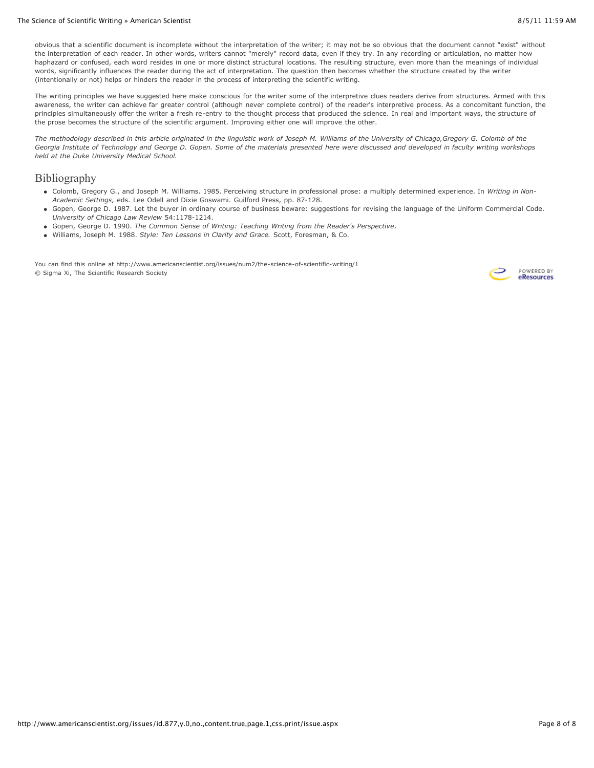obvious that a scientific document is incomplete without the interpretation of the writer; it may not be so obvious that the document cannot "exist" without the interpretation of each reader. In other words, writers cannot "merely" record data, even if they try. In any recording or articulation, no matter how haphazard or confused, each word resides in one or more distinct structural locations. The resulting structure, even more than the meanings of individual words, significantly influences the reader during the act of interpretation. The question then becomes whether the structure created by the writer (intentionally or not) helps or hinders the reader in the process of interpreting the scientific writing.

The writing principles we have suggested here make conscious for the writer some of the interpretive clues readers derive from structures. Armed with this awareness, the writer can achieve far greater control (although never complete control) of the reader's interpretive process. As a concomitant function, the principles simultaneously offer the writer a fresh re-entry to the thought process that produced the science. In real and important ways, the structure of the prose becomes the structure of the scientific argument. Improving either one will improve the other.

*The methodology described in this article originated in the linguistic work of Joseph M. Williams of the University of Chicago,Gregory G. Colomb of the Georgia Institute of Technology and George D. Gopen. Some of the materials presented here were discussed and developed in faculty writing workshops held at the Duke University Medical School.*

## Bibliography

- Colomb, Gregory G., and Joseph M. Williams. 1985. Perceiving structure in professional prose: a multiply determined experience. In *Writing in Non-Academic Settings,* eds. Lee Odell and Dixie Goswami. Guilford Press, pp. 87-128.
- Gopen, George D. 1987. Let the buyer in ordinary course of business beware: suggestions for revising the language of the Uniform Commercial Code. *University of Chicago Law Review* 54:1178-1214.
- Gopen, George D. 1990. *The Common Sense of Writing: Teaching Writing from the Reader's Perspective*.
- Williams, Joseph M. 1988. *Style: Ten Lessons in Clarity and Grace.* Scott, Foresman, & Co.

You can find this online at http://www.americanscientist.org/issues/num2/the-science-of-scientific-writing/1
© Sigma Xi, The Scientific Research Society